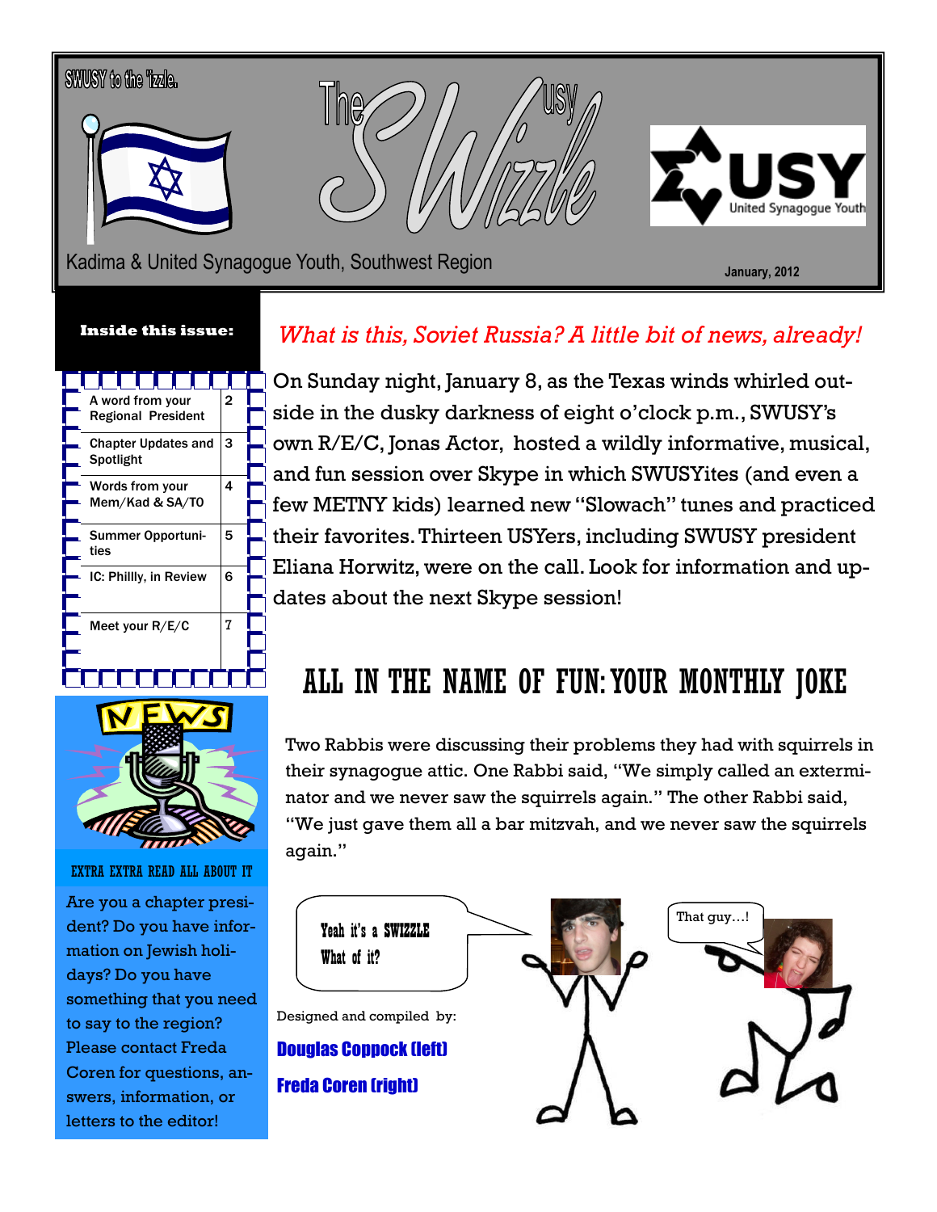SWUSY to the 'izzle.

# The USY Swizzle

Kadima & United Synagogue Youth, Southwest Region

January, 2012

**Inside this issue:**

| | |
|---|---|
| A word from your Regional President | 2 |
| Chapter Updates and Spotlight | 3 |
| Words from your Mem/Kad & SA/TO | 4 |
| Summer Opportunities | 5 |
| IC: Phillly, in Review | 6 |
| Meet your R/E/C | 7 |

EXTRA EXTRA READ ALL ABOUT IT

Are you a chapter president? Do you have information on Jewish holidays? Do you have something that you need to say to the region? Please contact Freda Coren for questions, answers, information, or letters to the editor!

## *What is this, Soviet Russia? A little bit of news, already!*

On Sunday night, January 8, as the Texas winds whirled outside in the dusky darkness of eight o'clock p.m., SWUSY's own R/E/C, Jonas Actor, hosted a wildly informative, musical, and fun session over Skype in which SWUSYites (and even a few METNY kids) learned new "Slowach" tunes and practiced their favorites. Thirteen USYers, including SWUSY president Eliana Horwitz, were on the call. Look for information and updates about the next Skype session!

## ALL IN THE NAME OF FUN: YOUR MONTHLY JOKE

Two Rabbis were discussing their problems they had with squirrels in their synagogue attic. One Rabbi said, "We simply called an exterminator and we never saw the squirrels again." The other Rabbi said, "We just gave them all a bar mitzvah, and we never saw the squirrels again."

Yeah it's a SWIZZLE What of it?

That guy…!

Designed and compiled by:

**Douglas Coppock (left)**

**Freda Coren (right)**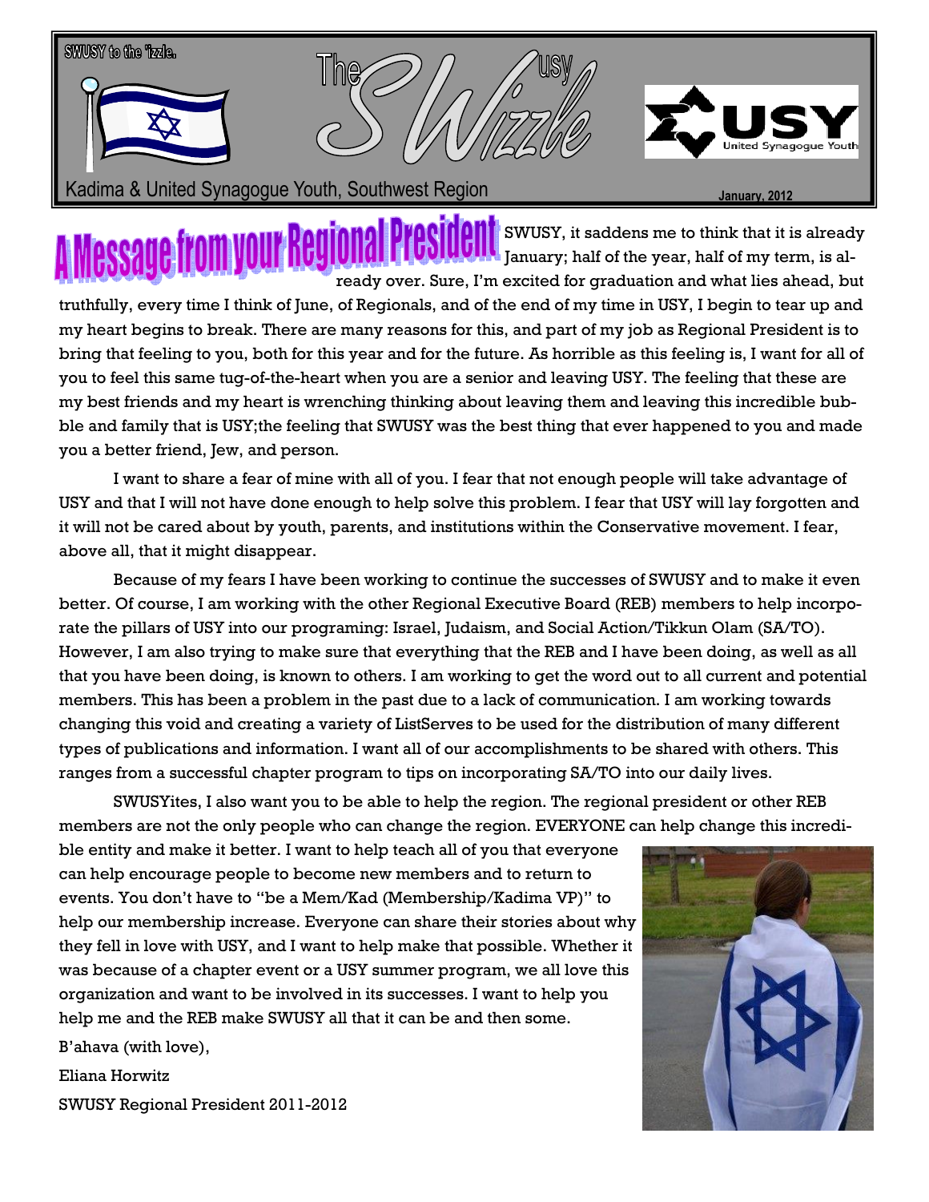SWUSY to the 'izzle.

# The USY SWizzle

Kadima & United Synagogue Youth, Southwest Region

January, 2012

## A Message from your Regional President

SWUSY, it saddens me to think that it is already January; half of the year, half of my term, is already over. Sure, I'm excited for graduation and what lies ahead, but truthfully, every time I think of June, of Regionals, and of the end of my time in USY, I begin to tear up and my heart begins to break. There are many reasons for this, and part of my job as Regional President is to bring that feeling to you, both for this year and for the future. As horrible as this feeling is, I want for all of you to feel this same tug-of-the-heart when you are a senior and leaving USY. The feeling that these are my best friends and my heart is wrenching thinking about leaving them and leaving this incredible bubble and family that is USY;the feeling that SWUSY was the best thing that ever happened to you and made you a better friend, Jew, and person.

I want to share a fear of mine with all of you. I fear that not enough people will take advantage of USY and that I will not have done enough to help solve this problem. I fear that USY will lay forgotten and it will not be cared about by youth, parents, and institutions within the Conservative movement. I fear, above all, that it might disappear.

Because of my fears I have been working to continue the successes of SWUSY and to make it even better. Of course, I am working with the other Regional Executive Board (REB) members to help incorporate the pillars of USY into our programing: Israel, Judaism, and Social Action/Tikkun Olam (SA/TO). However, I am also trying to make sure that everything that the REB and I have been doing, as well as all that you have been doing, is known to others. I am working to get the word out to all current and potential members. This has been a problem in the past due to a lack of communication. I am working towards changing this void and creating a variety of ListServes to be used for the distribution of many different types of publications and information. I want all of our accomplishments to be shared with others. This ranges from a successful chapter program to tips on incorporating SA/TO into our daily lives.

SWUSYites, I also want you to be able to help the region. The regional president or other REB members are not the only people who can change the region. EVERYONE can help change this incredible entity and make it better. I want to help teach all of you that everyone can help encourage people to become new members and to return to events. You don't have to "be a Mem/Kad (Membership/Kadima VP)" to help our membership increase. Everyone can share their stories about why they fell in love with USY, and I want to help make that possible. Whether it was because of a chapter event or a USY summer program, we all love this organization and want to be involved in its successes. I want to help you help me and the REB make SWUSY all that it can be and then some.

B'ahava (with love),

Eliana Horwitz

SWUSY Regional President 2011-2012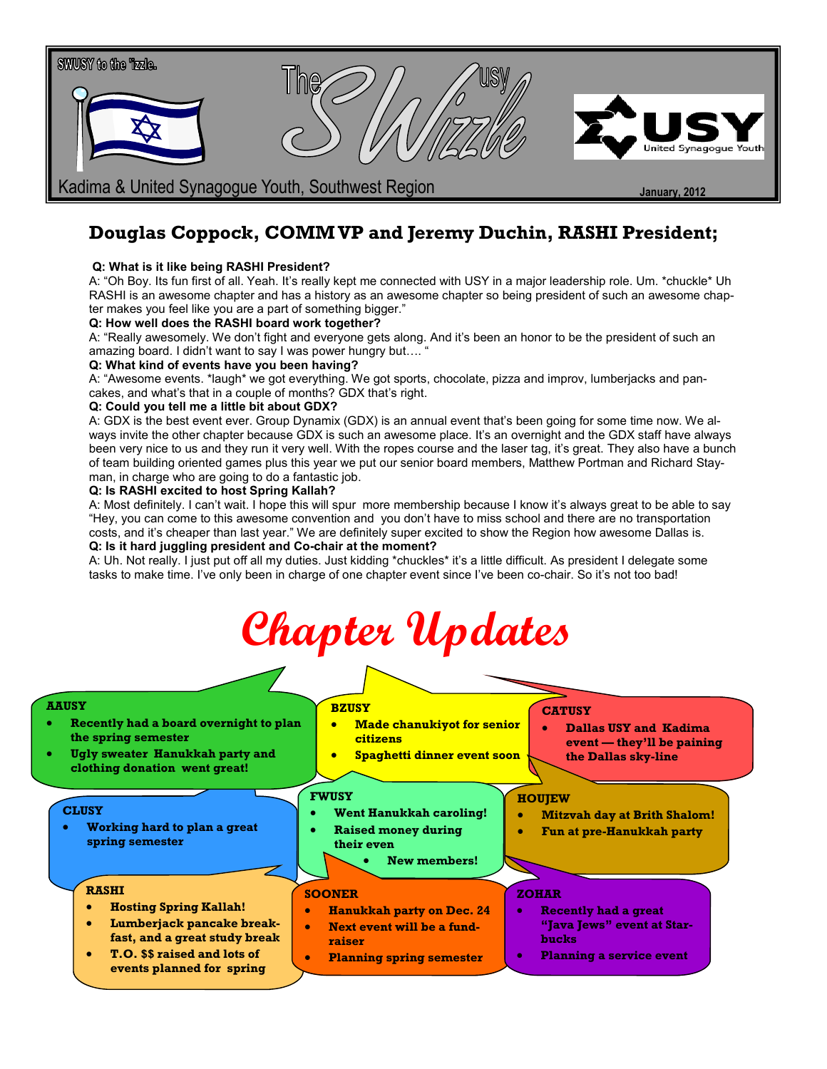SWUSY to the 'izzle.

# The USY SWizzle

Kadima & United Synagogue Youth, Southwest Region

January, 2012

## Douglas Coppock, COMM VP and Jeremy Duchin, RASHI President;

**Q: What is it like being RASHI President?**

A: "Oh Boy. Its fun first of all. Yeah. It's really kept me connected with USY in a major leadership role. Um. *chuckle* Uh RASHI is an awesome chapter and has a history as an awesome chapter so being president of such an awesome chapter makes you feel like you are a part of something bigger."

**Q: How well does the RASHI board work together?**

A: "Really awesomely. We don't fight and everyone gets along. And it's been an honor to be the president of such an amazing board. I didn't want to say I was power hungry but…. "

**Q: What kind of events have you been having?**

A: "Awesome events. *laugh* we got everything. We got sports, chocolate, pizza and improv, lumberjacks and pancakes, and what's that in a couple of months? GDX that's right.

**Q: Could you tell me a little bit about GDX?**

A: GDX is the best event ever. Group Dynamix (GDX) is an annual event that's been going for some time now. We always invite the other chapter because GDX is such an awesome place. It's an overnight and the GDX staff have always been very nice to us and they run it very well. With the ropes course and the laser tag, it's great. They also have a bunch of team building oriented games plus this year we put our senior board members, Matthew Portman and Richard Stayman, in charge who are going to do a fantastic job.

**Q: Is RASHI excited to host Spring Kallah?**

A: Most definitely. I can't wait. I hope this will spur more membership because I know it's always great to be able to say "Hey, you can come to this awesome convention and you don't have to miss school and there are no transportation costs, and it's cheaper than last year." We are definitely super excited to show the Region how awesome Dallas is.

**Q: Is it hard juggling president and Co-chair at the moment?**

A: Uh. Not really. I just put off all my duties. Just kidding *chuckles* it's a little difficult. As president I delegate some tasks to make time. I've only been in charge of one chapter event since I've been co-chair. So it's not too bad!

# Chapter Updates

**AAUSY**

- Recently had a board overnight to plan the spring semester
- Ugly sweater Hanukkah party and clothing donation went great!

**BZUSY**

- Made chanukiyot for senior citizens
- Spaghetti dinner event soon

**CATUSY**

- Dallas USY and Kadima event — they'll be paining the Dallas sky-line

**CLUSY**

- Working hard to plan a great spring semester

**FWUSY**

- Went Hanukkah caroling!
- Raised money during their even
  - New members!

**HOUJEW**

- Mitzvah day at Brith Shalom!
- Fun at pre-Hanukkah party

**RASHI**

- Hosting Spring Kallah!
- Lumberjack pancake breakfast, and a great study break
- T.O. $$ raised and lots of events planned for spring

**SOONER**

- Hanukkah party on Dec. 24
- Next event will be a fundraiser
- Planning spring semester

**ZOHAR**

- Recently had a great "Java Jews" event at Starbucks
- Planning a service event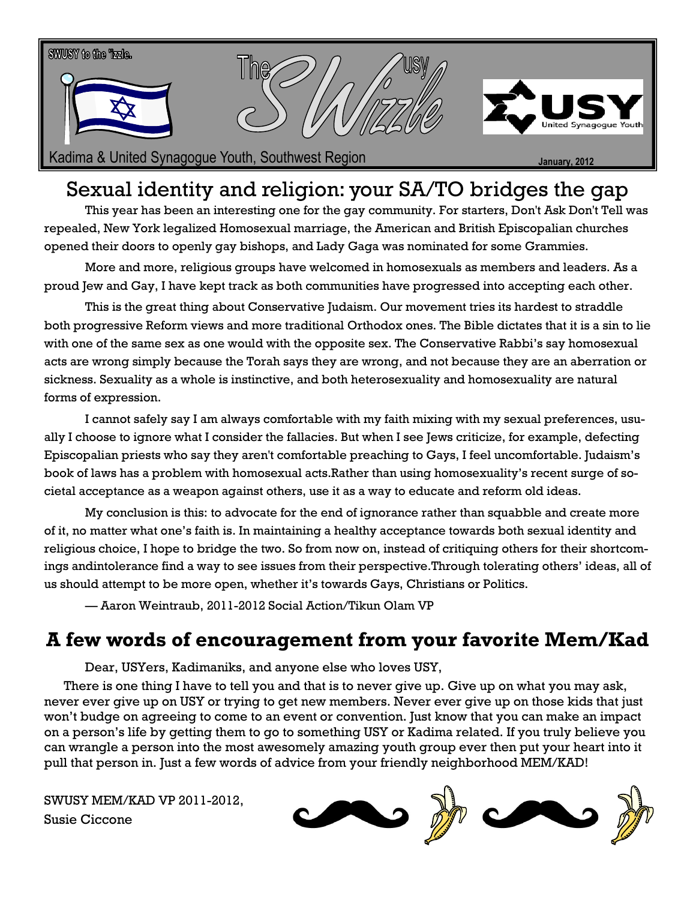SWUSY to the 'izzle.

The USY SWizzle

Kadima & United Synagogue Youth, Southwest Region

January, 2012

## Sexual identity and religion: your SA/TO bridges the gap

This year has been an interesting one for the gay community. For starters, Don't Ask Don't Tell was repealed, New York legalized Homosexual marriage, the American and British Episcopalian churches opened their doors to openly gay bishops, and Lady Gaga was nominated for some Grammies.

More and more, religious groups have welcomed in homosexuals as members and leaders. As a proud Jew and Gay, I have kept track as both communities have progressed into accepting each other.

This is the great thing about Conservative Judaism. Our movement tries its hardest to straddle both progressive Reform views and more traditional Orthodox ones. The Bible dictates that it is a sin to lie with one of the same sex as one would with the opposite sex. The Conservative Rabbi's say homosexual acts are wrong simply because the Torah says they are wrong, and not because they are an aberration or sickness. Sexuality as a whole is instinctive, and both heterosexuality and homosexuality are natural forms of expression.

I cannot safely say I am always comfortable with my faith mixing with my sexual preferences, usually I choose to ignore what I consider the fallacies. But when I see Jews criticize, for example, defecting Episcopalian priests who say they aren't comfortable preaching to Gays, I feel uncomfortable. Judaism's book of laws has a problem with homosexual acts.Rather than using homosexuality's recent surge of societal acceptance as a weapon against others, use it as a way to educate and reform old ideas.

My conclusion is this: to advocate for the end of ignorance rather than squabble and create more of it, no matter what one's faith is. In maintaining a healthy acceptance towards both sexual identity and religious choice, I hope to bridge the two. So from now on, instead of critiquing others for their shortcomings andintolerance find a way to see issues from their perspective.Through tolerating others' ideas, all of us should attempt to be more open, whether it's towards Gays, Christians or Politics.

— Aaron Weintraub, 2011-2012 Social Action/Tikun Olam VP

## A few words of encouragement from your favorite Mem/Kad

Dear, USYers, Kadimaniks, and anyone else who loves USY,

There is one thing I have to tell you and that is to never give up. Give up on what you may ask, never ever give up on USY or trying to get new members. Never ever give up on those kids that just won't budge on agreeing to come to an event or convention. Just know that you can make an impact on a person's life by getting them to go to something USY or Kadima related. If you truly believe you can wrangle a person into the most awesomely amazing youth group ever then put your heart into it pull that person in. Just a few words of advice from your friendly neighborhood MEM/KAD!

SWUSY MEM/KAD VP 2011-2012,
Susie Ciccone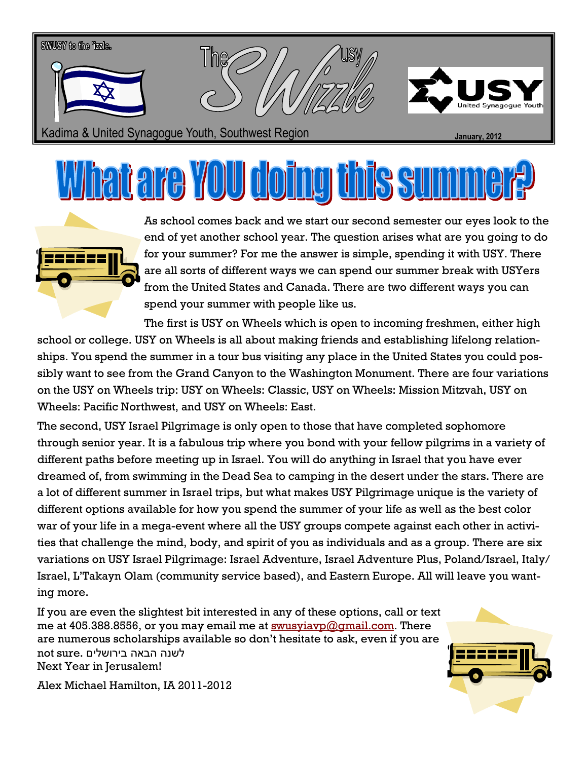SWUSY to the 'izzle.

# The SWizzle USY

Kadima & United Synagogue Youth, Southwest Region

January, 2012

# What are YOU doing this summer?

As school comes back and we start our second semester our eyes look to the end of yet another school year. The question arises what are you going to do for your summer? For me the answer is simple, spending it with USY. There are all sorts of different ways we can spend our summer break with USYers from the United States and Canada. There are two different ways you can spend your summer with people like us.

The first is USY on Wheels which is open to incoming freshmen, either high school or college. USY on Wheels is all about making friends and establishing lifelong relationships. You spend the summer in a tour bus visiting any place in the United States you could possibly want to see from the Grand Canyon to the Washington Monument. There are four variations on the USY on Wheels trip: USY on Wheels: Classic, USY on Wheels: Mission Mitzvah, USY on Wheels: Pacific Northwest, and USY on Wheels: East.

The second, USY Israel Pilgrimage is only open to those that have completed sophomore through senior year. It is a fabulous trip where you bond with your fellow pilgrims in a variety of different paths before meeting up in Israel. You will do anything in Israel that you have ever dreamed of, from swimming in the Dead Sea to camping in the desert under the stars. There are a lot of different summer in Israel trips, but what makes USY Pilgrimage unique is the variety of different options available for how you spend the summer of your life as well as the best color war of your life in a mega-event where all the USY groups compete against each other in activities that challenge the mind, body, and spirit of you as individuals and as a group. There are six variations on USY Israel Pilgrimage: Israel Adventure, Israel Adventure Plus, Poland/Israel, Italy/Israel, L'Takayn Olam (community service based), and Eastern Europe. All will leave you wanting more.

If you are even the slightest bit interested in any of these options, call or text me at 405.388.8556, or you may email me at swusyiavp@gmail.com. There are numerous scholarships available so don't hesitate to ask, even if you are not sure. לשנה הבאה בירושלים
Next Year in Jerusalem!

Alex Michael Hamilton, IA 2011-2012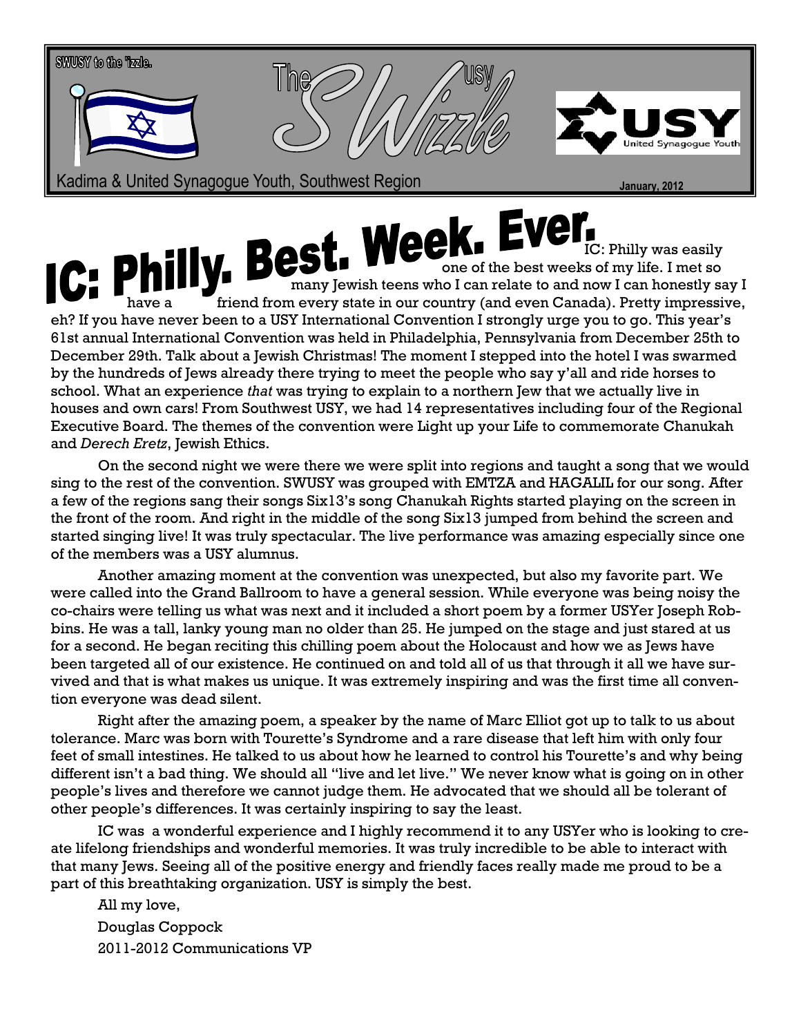SWUSY to the 'izzle.

# The USY SWizzle

Kadima & United Synagogue Youth, Southwest Region

January, 2012

# IC: Philly. Best. Week. Ever.

IC: Philly was easily one of the best weeks of my life. I met so many Jewish teens who I can relate to and now I can honestly say I have a friend from every state in our country (and even Canada). Pretty impressive, eh? If you have never been to a USY International Convention I strongly urge you to go. This year's 61st annual International Convention was held in Philadelphia, Pennsylvania from December 25th to December 29th. Talk about a Jewish Christmas! The moment I stepped into the hotel I was swarmed by the hundreds of Jews already there trying to meet the people who say y'all and ride horses to school. What an experience *that* was trying to explain to a northern Jew that we actually live in houses and own cars! From Southwest USY, we had 14 representatives including four of the Regional Executive Board. The themes of the convention were Light up your Life to commemorate Chanukah and *Derech Eretz*, Jewish Ethics.

On the second night we were there we were split into regions and taught a song that we would sing to the rest of the convention. SWUSY was grouped with EMTZA and HAGALIL for our song. After a few of the regions sang their songs Six13's song Chanukah Rights started playing on the screen in the front of the room. And right in the middle of the song Six13 jumped from behind the screen and started singing live! It was truly spectacular. The live performance was amazing especially since one of the members was a USY alumnus.

Another amazing moment at the convention was unexpected, but also my favorite part. We were called into the Grand Ballroom to have a general session. While everyone was being noisy the co-chairs were telling us what was next and it included a short poem by a former USYer Joseph Robbins. He was a tall, lanky young man no older than 25. He jumped on the stage and just stared at us for a second. He began reciting this chilling poem about the Holocaust and how we as Jews have been targeted all of our existence. He continued on and told all of us that through it all we have survived and that is what makes us unique. It was extremely inspiring and was the first time all convention everyone was dead silent.

Right after the amazing poem, a speaker by the name of Marc Elliot got up to talk to us about tolerance. Marc was born with Tourette's Syndrome and a rare disease that left him with only four feet of small intestines. He talked to us about how he learned to control his Tourette's and why being different isn't a bad thing. We should all "live and let live." We never know what is going on in other people's lives and therefore we cannot judge them. He advocated that we should all be tolerant of other people's differences. It was certainly inspiring to say the least.

IC was a wonderful experience and I highly recommend it to any USYer who is looking to create lifelong friendships and wonderful memories. It was truly incredible to be able to interact with that many Jews. Seeing all of the positive energy and friendly faces really made me proud to be a part of this breathtaking organization. USY is simply the best.

All my love,

Douglas Coppock

2011-2012 Communications VP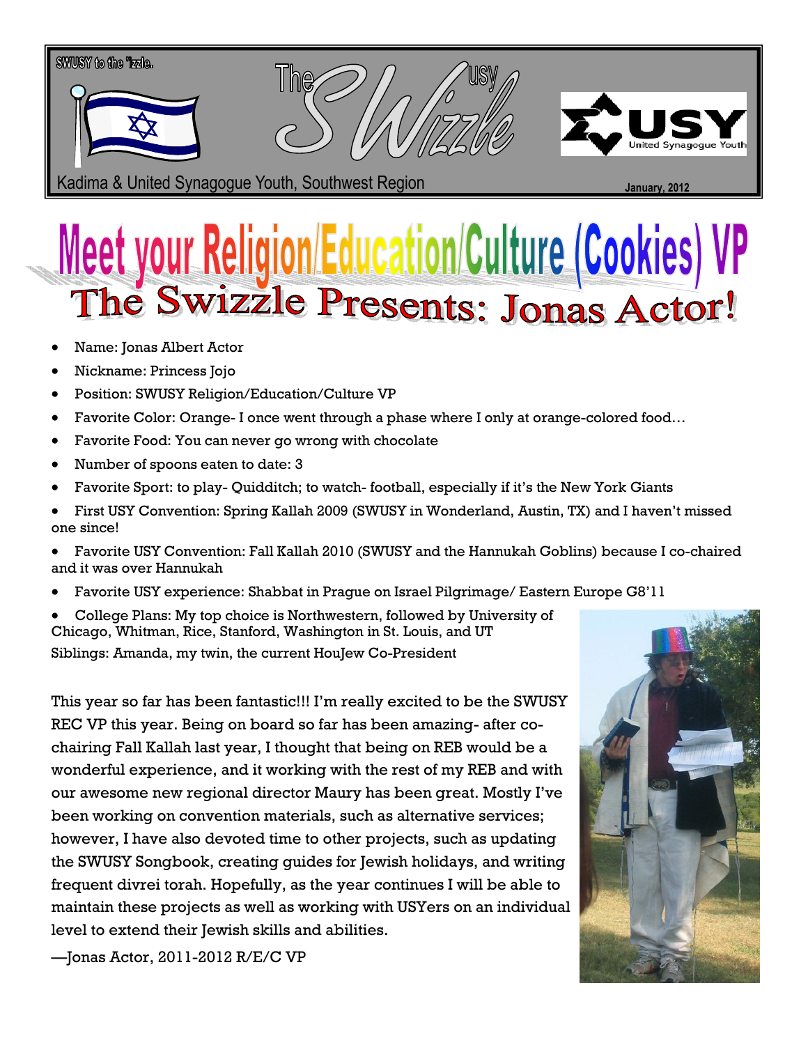SWUSY to the 'izzle.

# The SWizzle

Kadima & United Synagogue Youth, Southwest Region

January, 2012

# Meet your Religion/Education/Culture (Cookies) VP

## The Swizzle Presents: Jonas Actor!

- Name: Jonas Albert Actor
- Nickname: Princess Jojo
- Position: SWUSY Religion/Education/Culture VP
- Favorite Color: Orange- I once went through a phase where I only at orange-colored food…
- Favorite Food: You can never go wrong with chocolate
- Number of spoons eaten to date: 3
- Favorite Sport: to play- Quidditch; to watch- football, especially if it's the New York Giants
- First USY Convention: Spring Kallah 2009 (SWUSY in Wonderland, Austin, TX) and I haven't missed one since!
- Favorite USY Convention: Fall Kallah 2010 (SWUSY and the Hannukah Goblins) because I co-chaired and it was over Hannukah
- Favorite USY experience: Shabbat in Prague on Israel Pilgrimage/ Eastern Europe G8'11
- College Plans: My top choice is Northwestern, followed by University of Chicago, Whitman, Rice, Stanford, Washington in St. Louis, and UT

Siblings: Amanda, my twin, the current HouJew Co-President

This year so far has been fantastic!!! I'm really excited to be the SWUSY REC VP this year. Being on board so far has been amazing- after co-chairing Fall Kallah last year, I thought that being on REB would be a wonderful experience, and it working with the rest of my REB and with our awesome new regional director Maury has been great. Mostly I've been working on convention materials, such as alternative services; however, I have also devoted time to other projects, such as updating the SWUSY Songbook, creating guides for Jewish holidays, and writing frequent divrei torah. Hopefully, as the year continues I will be able to maintain these projects as well as working with USYers on an individual level to extend their Jewish skills and abilities.

—Jonas Actor, 2011-2012 R/E/C VP